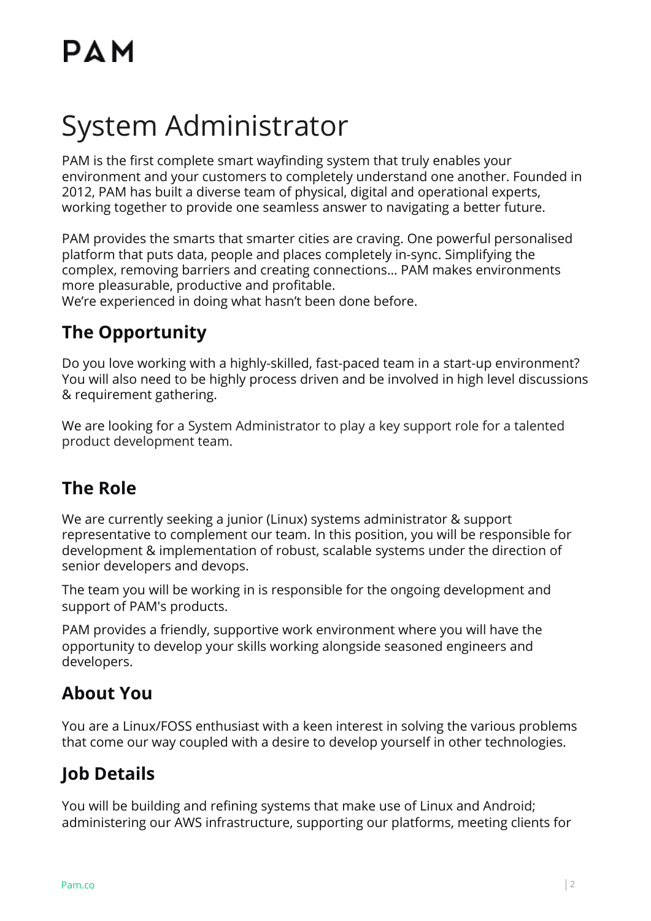# PAM

# System Administrator

PAM is the first complete smart wayfinding system that truly enables your environment and your customers to completely understand one another. Founded in 2012, PAM has built a diverse team of physical, digital and operational experts, working together to provide one seamless answer to navigating a better future.

PAM provides the smarts that smarter cities are craving. One powerful personalised platform that puts data, people and places completely in-sync. Simplifying the complex, removing barriers and creating connections… PAM makes environments more pleasurable, productive and profitable.
We're experienced in doing what hasn't been done before.

## The Opportunity

Do you love working with a highly-skilled, fast-paced team in a start-up environment? You will also need to be highly process driven and be involved in high level discussions & requirement gathering.

We are looking for a System Administrator to play a key support role for a talented product development team.

## The Role

We are currently seeking a junior (Linux) systems administrator & support representative to complement our team. In this position, you will be responsible for development & implementation of robust, scalable systems under the direction of senior developers and devops.

The team you will be working in is responsible for the ongoing development and support of PAM's products.

PAM provides a friendly, supportive work environment where you will have the opportunity to develop your skills working alongside seasoned engineers and developers.

## About You

You are a Linux/FOSS enthusiast with a keen interest in solving the various problems that come our way coupled with a desire to develop yourself in other technologies.

## Job Details

You will be building and refining systems that make use of Linux and Android; administering our AWS infrastructure, supporting our platforms, meeting clients for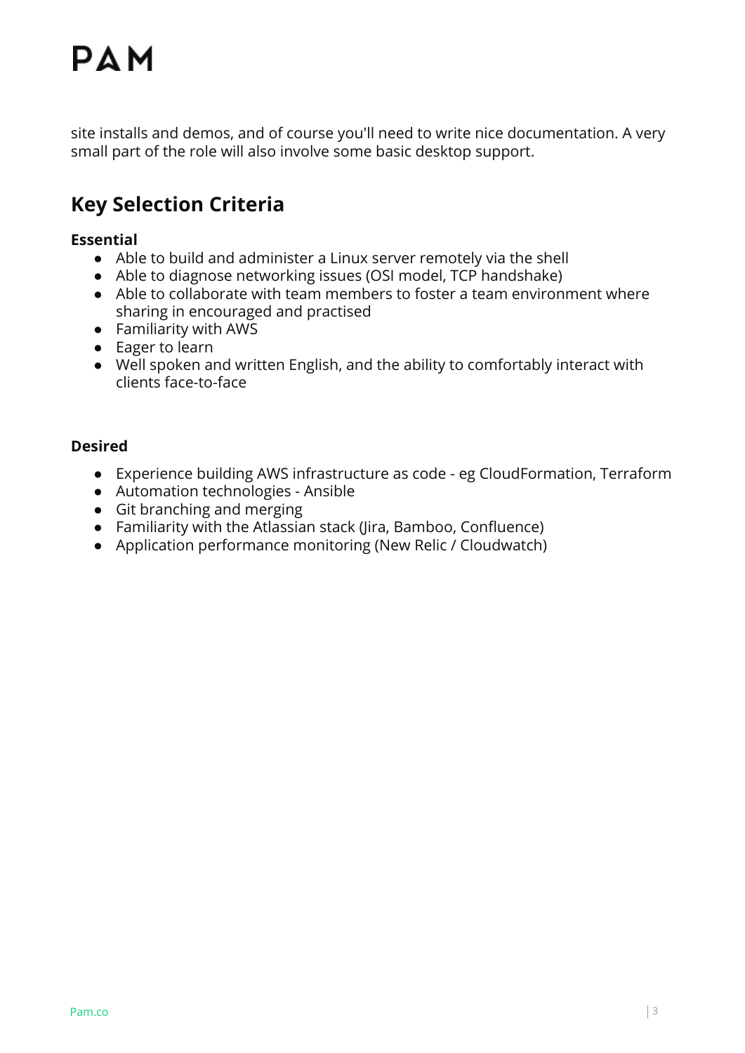site installs and demos, and of course you'll need to write nice documentation. A very small part of the role will also involve some basic desktop support.

## Key Selection Criteria

**Essential**

- Able to build and administer a Linux server remotely via the shell
- Able to diagnose networking issues (OSI model, TCP handshake)
- Able to collaborate with team members to foster a team environment where sharing in encouraged and practised
- Familiarity with AWS
- Eager to learn
- Well spoken and written English, and the ability to comfortably interact with clients face-to-face

**Desired**

- Experience building AWS infrastructure as code - eg CloudFormation, Terraform
- Automation technologies - Ansible
- Git branching and merging
- Familiarity with the Atlassian stack (Jira, Bamboo, Confluence)
- Application performance monitoring (New Relic / Cloudwatch)